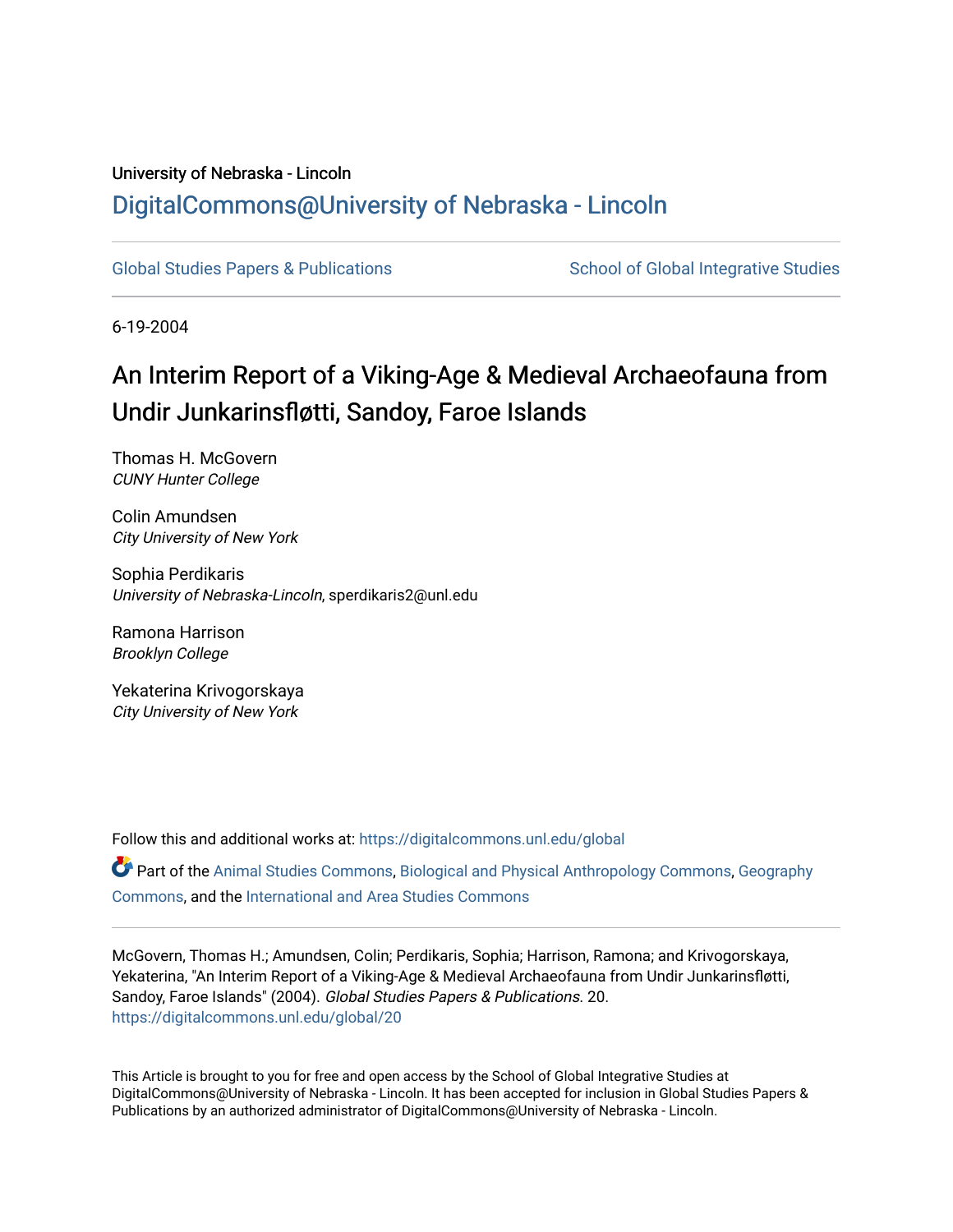University of Nebraska - Lincoln

## DigitalCommons@University of Nebraska - Lincoln

Global Studies Papers & Publications

School of Global Integrative Studies

6-19-2004

# An Interim Report of a Viking-Age & Medieval Archaeofauna from Undir Junkarinsfløtti, Sandoy, Faroe Islands

Thomas H. McGovern
*CUNY Hunter College*

Colin Amundsen
*City University of New York*

Sophia Perdikaris
*University of Nebraska-Lincoln*, sperdikaris2@unl.edu

Ramona Harrison
*Brooklyn College*

Yekaterina Krivogorskaya
*City University of New York*

Follow this and additional works at: https://digitalcommons.unl.edu/global

Part of the Animal Studies Commons, Biological and Physical Anthropology Commons, Geography Commons, and the International and Area Studies Commons

McGovern, Thomas H.; Amundsen, Colin; Perdikaris, Sophia; Harrison, Ramona; and Krivogorskaya, Yekaterina, "An Interim Report of a Viking-Age & Medieval Archaeofauna from Undir Junkarinsfløtti, Sandoy, Faroe Islands" (2004). *Global Studies Papers & Publications*. 20.
https://digitalcommons.unl.edu/global/20

This Article is brought to you for free and open access by the School of Global Integrative Studies at DigitalCommons@University of Nebraska - Lincoln. It has been accepted for inclusion in Global Studies Papers & Publications by an authorized administrator of DigitalCommons@University of Nebraska - Lincoln.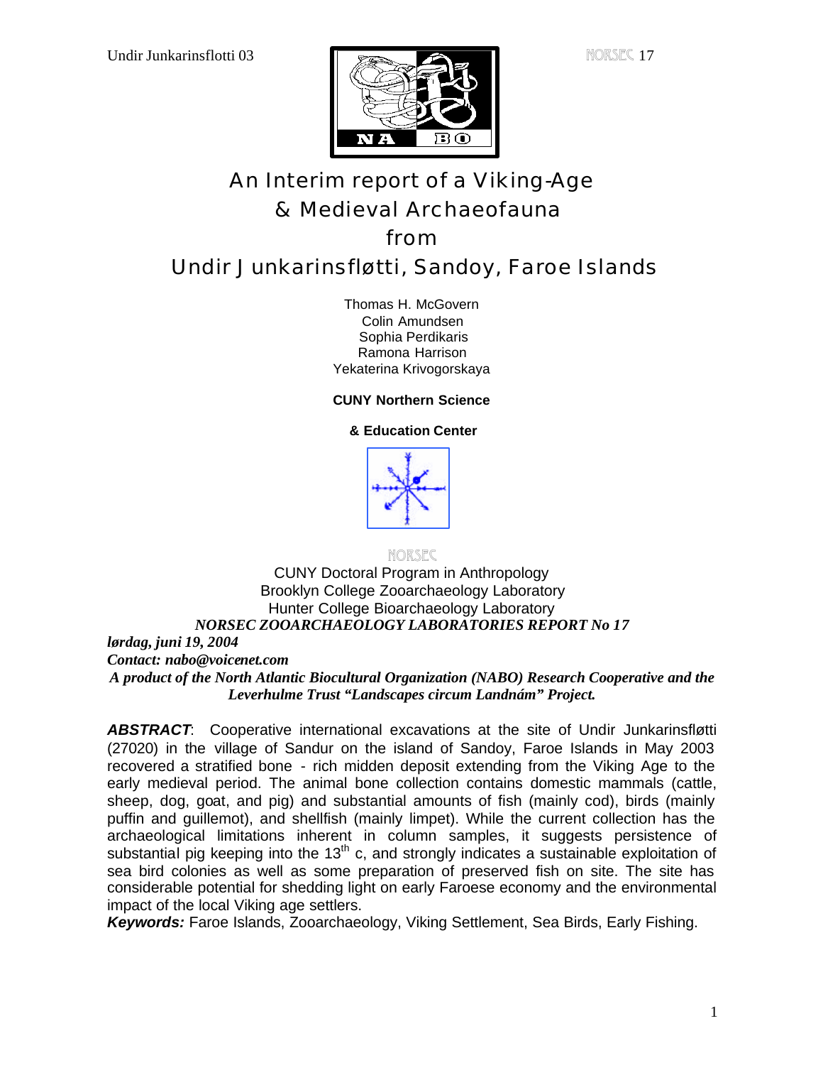# An Interim report of a Viking-Age & Medieval Archaeofauna from Undir Junkarinsfløtti, Sandoy, Faroe Islands

Thomas H. McGovern
Colin Amundsen
Sophia Perdikaris
Ramona Harrison
Yekaterina Krivogorskaya

**CUNY Northern Science**

**& Education Center**

NORSEC

CUNY Doctoral Program in Anthropology
Brooklyn College Zooarchaeology Laboratory
Hunter College Bioarchaeology Laboratory

***NORSEC ZOOARCHAEOLOGY LABORATORIES REPORT No 17***

***lørdag, juni 19, 2004***

***Contact: nabo@voicenet.com***

***A product of the North Atlantic Biocultural Organization (NABO) Research Cooperative and the Leverhulme Trust "Landscapes circum Landnám" Project.***

***ABSTRACT***: Cooperative international excavations at the site of Undir Junkarinsfløtti (27020) in the village of Sandur on the island of Sandoy, Faroe Islands in May 2003 recovered a stratified bone - rich midden deposit extending from the Viking Age to the early medieval period. The animal bone collection contains domestic mammals (cattle, sheep, dog, goat, and pig) and substantial amounts of fish (mainly cod), birds (mainly puffin and guillemot), and shellfish (mainly limpet). While the current collection has the archaeological limitations inherent in column samples, it suggests persistence of substantial pig keeping into the 13th c, and strongly indicates a sustainable exploitation of sea bird colonies as well as some preparation of preserved fish on site. The site has considerable potential for shedding light on early Faroese economy and the environmental impact of the local Viking age settlers.

***Keywords:*** Faroe Islands, Zooarchaeology, Viking Settlement, Sea Birds, Early Fishing.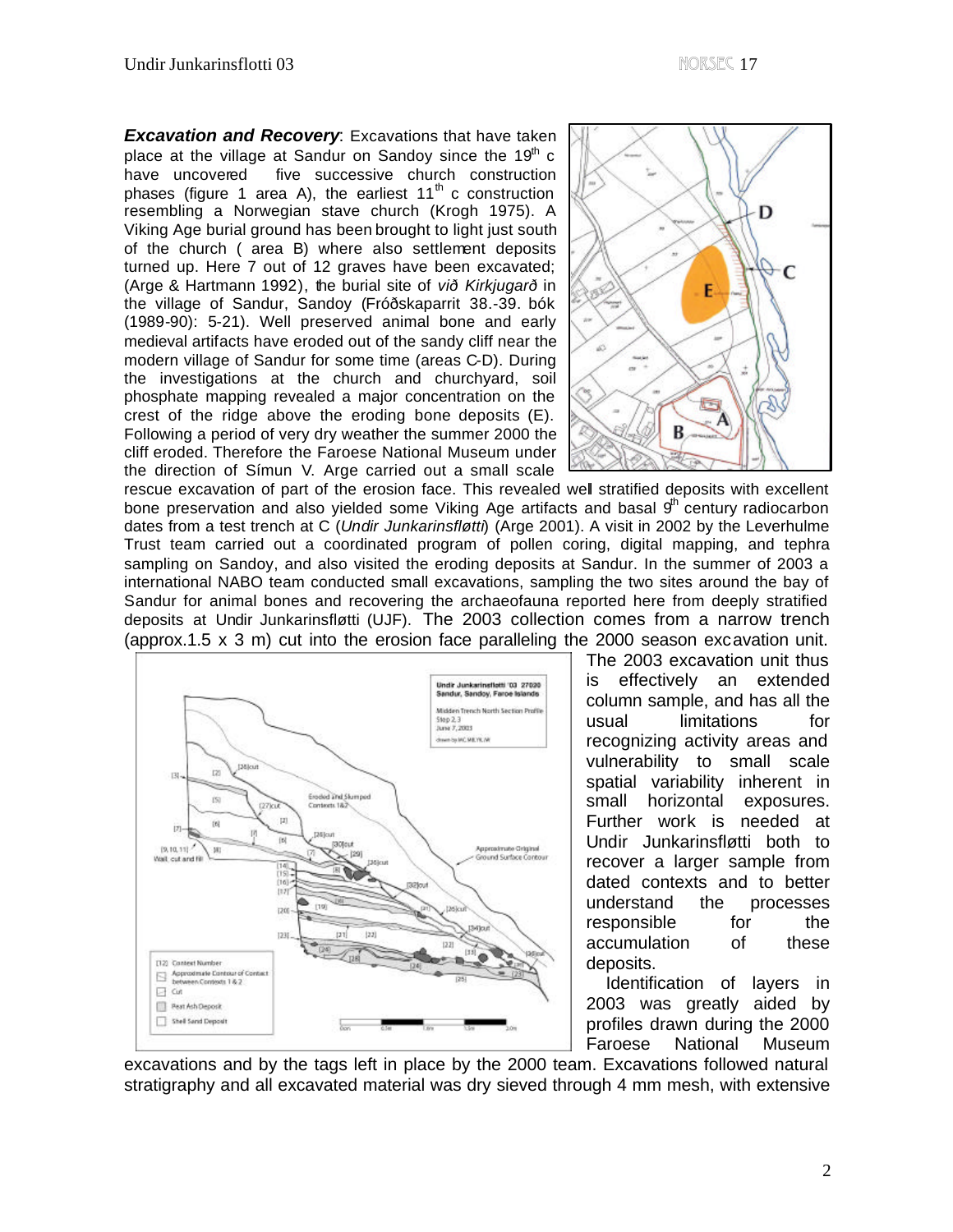**_Excavation and Recovery_**: Excavations that have taken place at the village at Sandur on Sandoy since the 19th c have uncovered five successive church construction phases (figure 1 area A), the earliest 11th c construction resembling a Norwegian stave church (Krogh 1975). A Viking Age burial ground has been brought to light just south of the church ( area B) where also settlement deposits turned up. Here 7 out of 12 graves have been excavated; (Arge & Hartmann 1992), the burial site of *við Kirkjugarð* in the village of Sandur, Sandoy (Fróðskaparrit 38.-39. bók (1989-90): 5-21). Well preserved animal bone and early medieval artifacts have eroded out of the sandy cliff near the modern village of Sandur for some time (areas C-D). During the investigations at the church and churchyard, soil phosphate mapping revealed a major concentration on the crest of the ridge above the eroding bone deposits (E). Following a period of very dry weather the summer 2000 the cliff eroded. Therefore the Faroese National Museum under the direction of Símun V. Arge carried out a small scale rescue excavation of part of the erosion face. This revealed well stratified deposits with excellent bone preservation and also yielded some Viking Age artifacts and basal 9th century radiocarbon dates from a test trench at C (*Undir Junkarinsfløtti*) (Arge 2001). A visit in 2002 by the Leverhulme Trust team carried out a coordinated program of pollen coring, digital mapping, and tephra sampling on Sandoy, and also visited the eroding deposits at Sandur. In the summer of 2003 a international NABO team conducted small excavations, sampling the two sites around the bay of Sandur for animal bones and recovering the archaeofauna reported here from deeply stratified deposits at Undir Junkarinsfløtti (UJF). The 2003 collection comes from a narrow trench (approx.1.5 x 3 m) cut into the erosion face paralleling the 2000 season excavation unit. The 2003 excavation unit thus is effectively an extended column sample, and has all the usual limitations for recognizing activity areas and vulnerability to small scale spatial variability inherent in small horizontal exposures. Further work is needed at Undir Junkarinsfløtti both to recover a larger sample from dated contexts and to better understand the processes responsible for the accumulation of these deposits.

Identification of layers in 2003 was greatly aided by profiles drawn during the 2000 Faroese National Museum excavations and by the tags left in place by the 2000 team. Excavations followed natural stratigraphy and all excavated material was dry sieved through 4 mm mesh, with extensive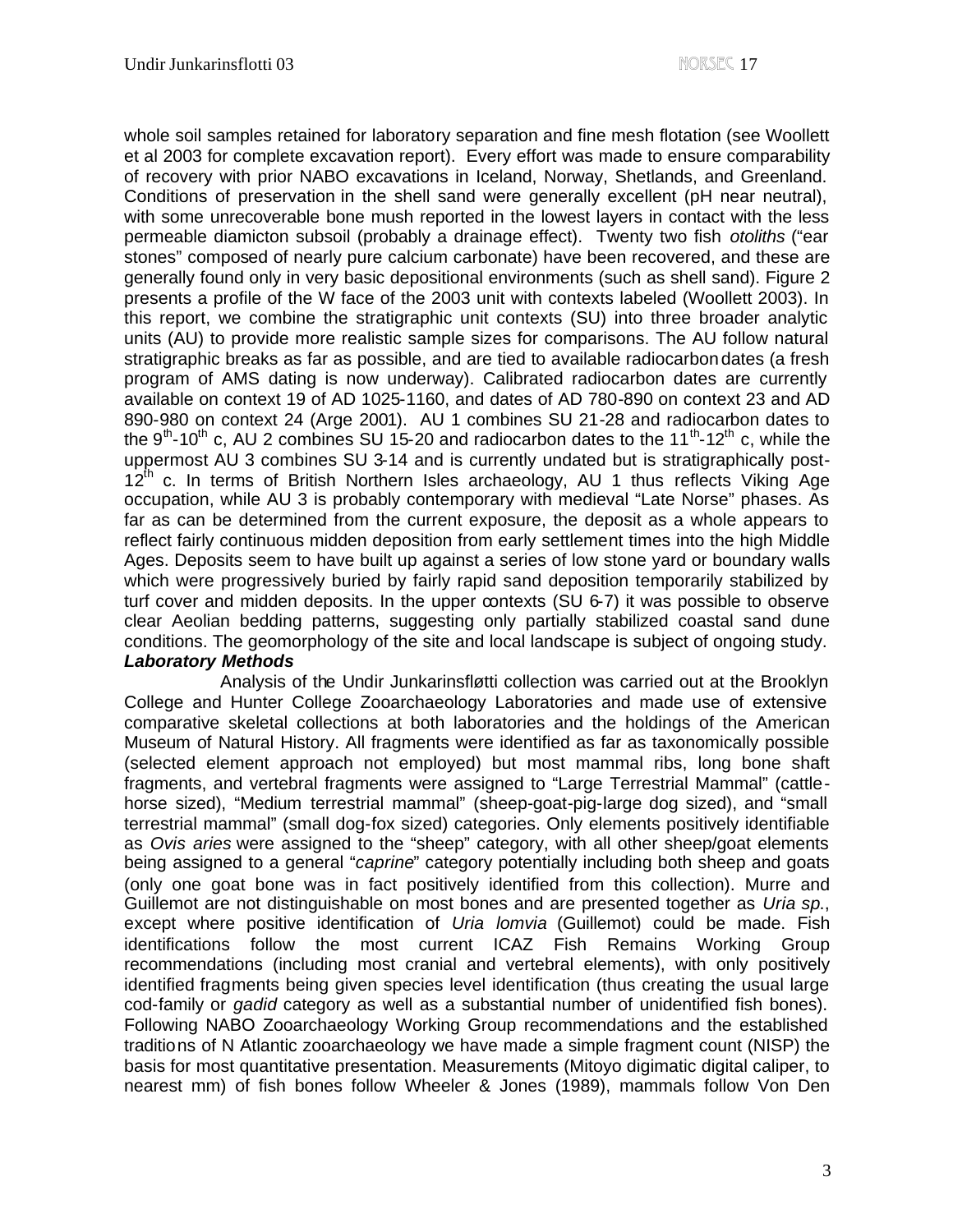whole soil samples retained for laboratory separation and fine mesh flotation (see Woollett et al 2003 for complete excavation report). Every effort was made to ensure comparability of recovery with prior NABO excavations in Iceland, Norway, Shetlands, and Greenland. Conditions of preservation in the shell sand were generally excellent (pH near neutral), with some unrecoverable bone mush reported in the lowest layers in contact with the less permeable diamicton subsoil (probably a drainage effect). Twenty two fish *otoliths* ("ear stones" composed of nearly pure calcium carbonate) have been recovered, and these are generally found only in very basic depositional environments (such as shell sand). Figure 2 presents a profile of the W face of the 2003 unit with contexts labeled (Woollett 2003). In this report, we combine the stratigraphic unit contexts (SU) into three broader analytic units (AU) to provide more realistic sample sizes for comparisons. The AU follow natural stratigraphic breaks as far as possible, and are tied to available radiocarbon dates (a fresh program of AMS dating is now underway). Calibrated radiocarbon dates are currently available on context 19 of AD 1025-1160, and dates of AD 780-890 on context 23 and AD 890-980 on context 24 (Arge 2001). AU 1 combines SU 21-28 and radiocarbon dates to the 9th-10th c, AU 2 combines SU 15-20 and radiocarbon dates to the 11th-12th c, while the uppermost AU 3 combines SU 3-14 and is currently undated but is stratigraphically post-12th c. In terms of British Northern Isles archaeology, AU 1 thus reflects Viking Age occupation, while AU 3 is probably contemporary with medieval "Late Norse" phases. As far as can be determined from the current exposure, the deposit as a whole appears to reflect fairly continuous midden deposition from early settlement times into the high Middle Ages. Deposits seem to have built up against a series of low stone yard or boundary walls which were progressively buried by fairly rapid sand deposition temporarily stabilized by turf cover and midden deposits. In the upper contexts (SU 6-7) it was possible to observe clear Aeolian bedding patterns, suggesting only partially stabilized coastal sand dune conditions. The geomorphology of the site and local landscape is subject of ongoing study.

***Laboratory Methods***

Analysis of the Undir Junkarinsfløtti collection was carried out at the Brooklyn College and Hunter College Zooarchaeology Laboratories and made use of extensive comparative skeletal collections at both laboratories and the holdings of the American Museum of Natural History. All fragments were identified as far as taxonomically possible (selected element approach not employed) but most mammal ribs, long bone shaft fragments, and vertebral fragments were assigned to "Large Terrestrial Mammal" (cattle-horse sized), "Medium terrestrial mammal" (sheep-goat-pig-large dog sized), and "small terrestrial mammal" (small dog-fox sized) categories. Only elements positively identifiable as *Ovis aries* were assigned to the "sheep" category, with all other sheep/goat elements being assigned to a general "*caprine*" category potentially including both sheep and goats (only one goat bone was in fact positively identified from this collection). Murre and Guillemot are not distinguishable on most bones and are presented together as *Uria sp*., except where positive identification of *Uria lomvia* (Guillemot) could be made. Fish identifications follow the most current ICAZ Fish Remains Working Group recommendations (including most cranial and vertebral elements), with only positively identified fragments being given species level identification (thus creating the usual large cod-family or *gadid* category as well as a substantial number of unidentified fish bones). Following NABO Zooarchaeology Working Group recommendations and the established traditions of N Atlantic zooarchaeology we have made a simple fragment count (NISP) the basis for most quantitative presentation. Measurements (Mitoyo digimatic digital caliper, to nearest mm) of fish bones follow Wheeler & Jones (1989), mammals follow Von Den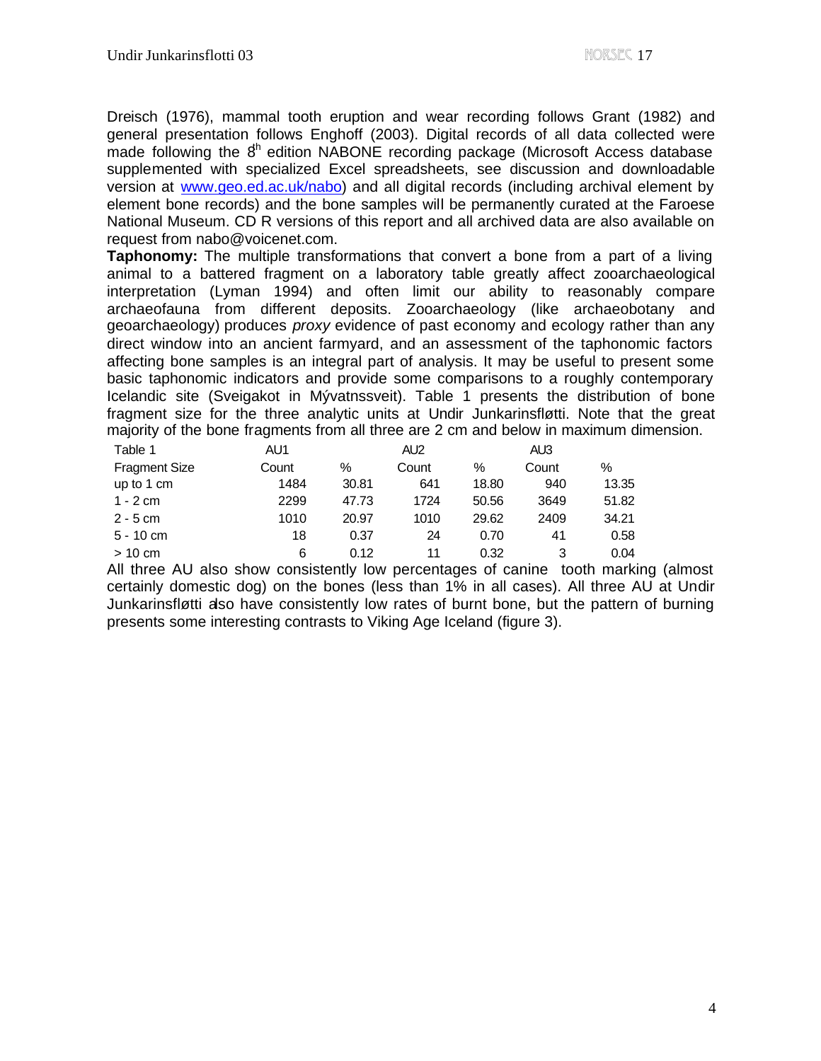Dreisch (1976), mammal tooth eruption and wear recording follows Grant (1982) and general presentation follows Enghoff (2003). Digital records of all data collected were made following the 8[th] edition NABONE recording package (Microsoft Access database supplemented with specialized Excel spreadsheets, see discussion and downloadable version at www.geo.ed.ac.uk/nabo) and all digital records (including archival element by element bone records) and the bone samples will be permanently curated at the Faroese National Museum. CD R versions of this report and all archived data are also available on request from nabo@voicenet.com.

**Taphonomy:** The multiple transformations that convert a bone from a part of a living animal to a battered fragment on a laboratory table greatly affect zooarchaeological interpretation (Lyman 1994) and often limit our ability to reasonably compare archaeofauna from different deposits. Zooarchaeology (like archaeobotany and geoarchaeology) produces *proxy* evidence of past economy and ecology rather than any direct window into an ancient farmyard, and an assessment of the taphonomic factors affecting bone samples is an integral part of analysis. It may be useful to present some basic taphonomic indicators and provide some comparisons to a roughly contemporary Icelandic site (Sveigakot in Mývatnssveit). Table 1 presents the distribution of bone fragment size for the three analytic units at Undir Junkarinsfløtti. Note that the great majority of the bone fragments from all three are 2 cm and below in maximum dimension.

| Table 1 | AU1 | | AU2 | | AU3 | |
|---|---|---|---|---|---|---|
| Fragment Size | Count | % | Count | % | Count | % |
| up to 1 cm | 1484 | 30.81 | 641 | 18.80 | 940 | 13.35 |
| 1 - 2 cm | 2299 | 47.73 | 1724 | 50.56 | 3649 | 51.82 |
| 2 - 5 cm | 1010 | 20.97 | 1010 | 29.62 | 2409 | 34.21 |
| 5 - 10 cm | 18 | 0.37 | 24 | 0.70 | 41 | 0.58 |
| > 10 cm | 6 | 0.12 | 11 | 0.32 | 3 | 0.04 |

All three AU also show consistently low percentages of canine tooth marking (almost certainly domestic dog) on the bones (less than 1% in all cases). All three AU at Undir Junkarinsfløtti also have consistently low rates of burnt bone, but the pattern of burning presents some interesting contrasts to Viking Age Iceland (figure 3).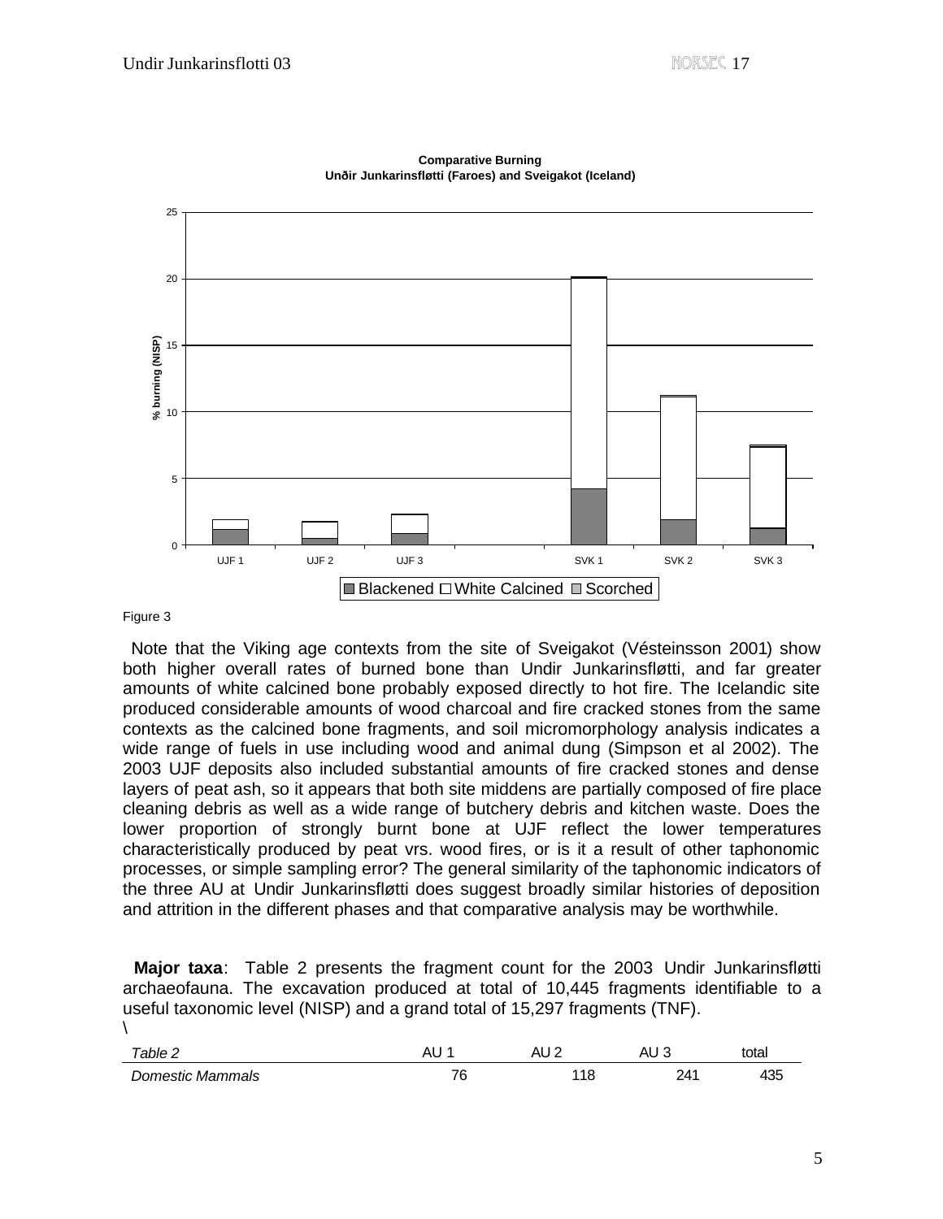**Comparative Burning**
**Unðir Junkarinsfløtti (Faroes) and Sveigakot (Iceland)**

Figure 3

Note that the Viking age contexts from the site of Sveigakot (Vésteinsson 2001) show both higher overall rates of burned bone than Undir Junkarinsfløtti, and far greater amounts of white calcined bone probably exposed directly to hot fire. The Icelandic site produced considerable amounts of wood charcoal and fire cracked stones from the same contexts as the calcined bone fragments, and soil micromorphology analysis indicates a wide range of fuels in use including wood and animal dung (Simpson et al 2002). The 2003 UJF deposits also included substantial amounts of fire cracked stones and dense layers of peat ash, so it appears that both site middens are partially composed of fire place cleaning debris as well as a wide range of butchery debris and kitchen waste. Does the lower proportion of strongly burnt bone at UJF reflect the lower temperatures characteristically produced by peat vrs. wood fires, or is it a result of other taphonomic processes, or simple sampling error? The general similarity of the taphonomic indicators of the three AU at Undir Junkarinsfløtti does suggest broadly similar histories of deposition and attrition in the different phases and that comparative analysis may be worthwhile.

**Major taxa**: Table 2 presents the fragment count for the 2003 Undir Junkarinsfløtti archaeofauna. The excavation produced at total of 10,445 fragments identifiable to a useful taxonomic level (NISP) and a grand total of 15,297 fragments (TNF).
\

| *Table 2* | AU 1 | AU 2 | AU 3 | total |
|---|---|---|---|---|
| *Domestic Mammals* | 76 | 118 | 241 | 435 |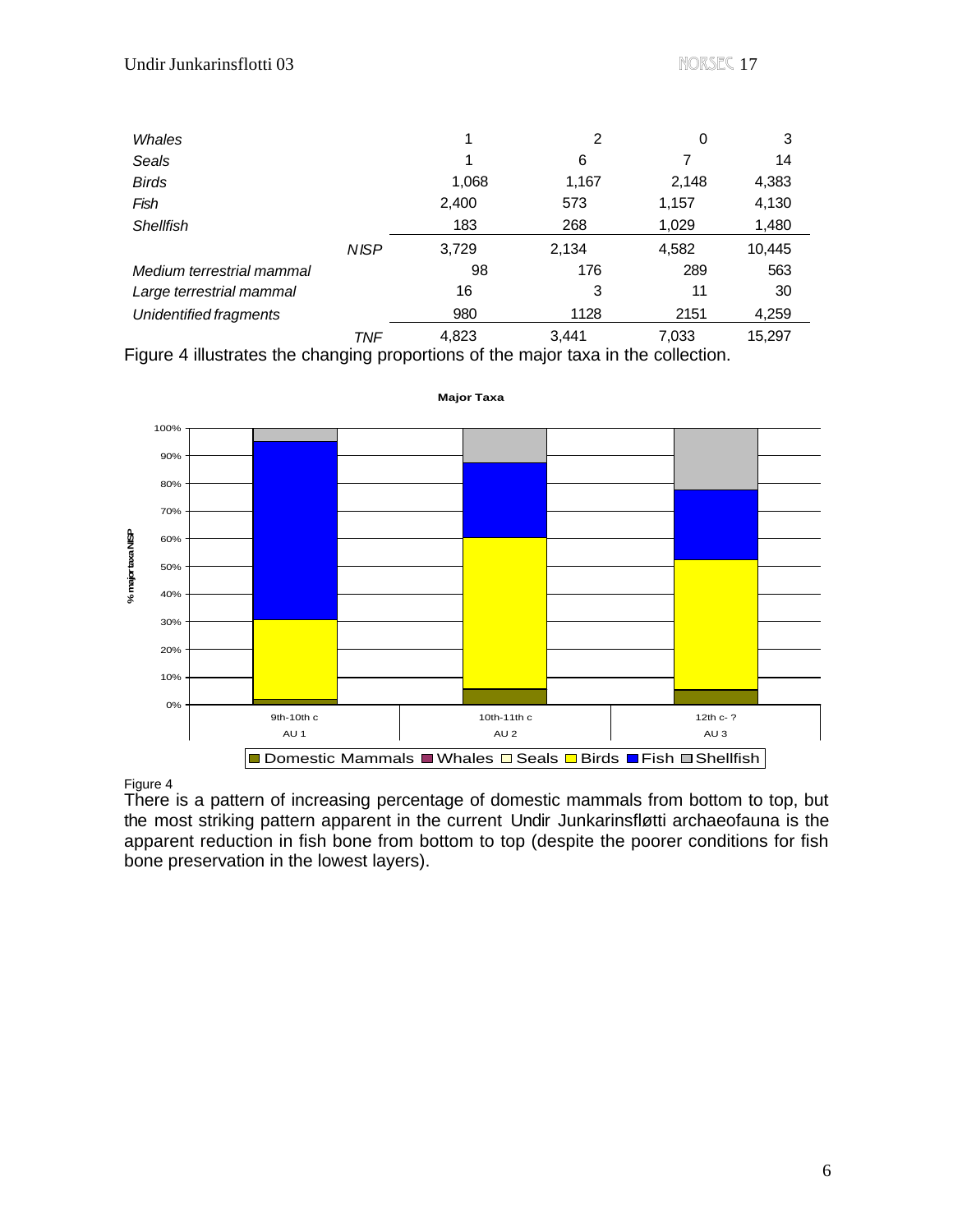| | | | | |
|---|---|---|---|---|
| *Whales* | | 1 | 2 | 0 | 3 |
| *Seals* | | 1 | 6 | 7 | 14 |
| *Birds* | | 1,068 | 1,167 | 2,148 | 4,383 |
| *Fish* | | 2,400 | 573 | 1,157 | 4,130 |
| *Shellfish* | | 183 | 268 | 1,029 | 1,480 |
| | *NISP* | 3,729 | 2,134 | 4,582 | 10,445 |
| *Medium terrestrial mammal* | | 98 | 176 | 289 | 563 |
| *Large terrestrial mammal* | | 16 | 3 | 11 | 30 |
| *Unidentified fragments* | | 980 | 1128 | 2151 | 4,259 |
| | *TNF* | 4,823 | 3,441 | 7,033 | 15,297 |

Figure 4 illustrates the changing proportions of the major taxa in the collection.

Figure 4

There is a pattern of increasing percentage of domestic mammals from bottom to top, but the most striking pattern apparent in the current Undir Junkarinsfløtti archaeofauna is the apparent reduction in fish bone from bottom to top (despite the poorer conditions for fish bone preservation in the lowest layers).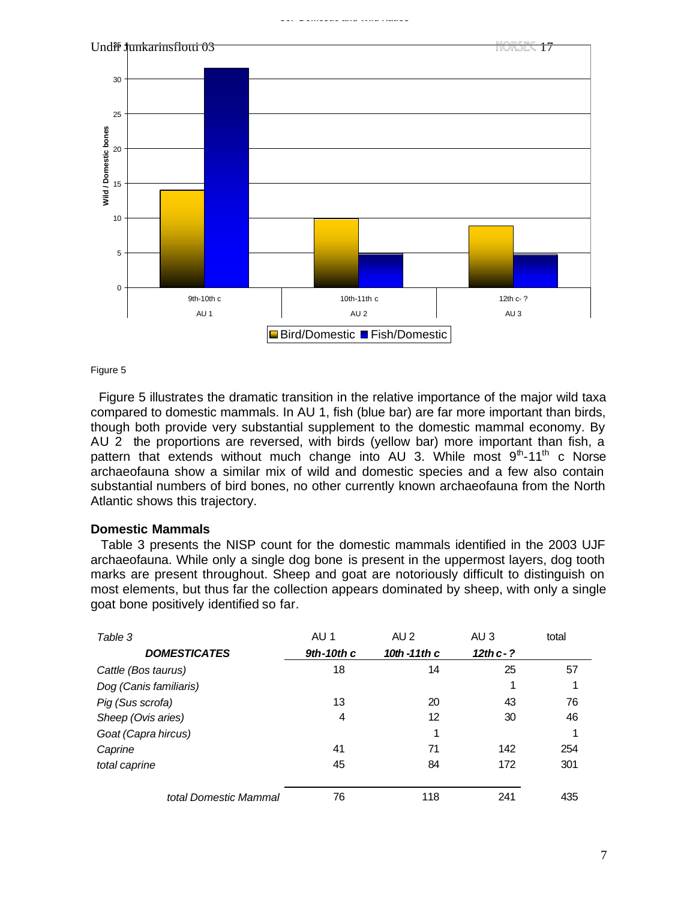Figure 5

Figure 5 illustrates the dramatic transition in the relative importance of the major wild taxa compared to domestic mammals. In AU 1, fish (blue bar) are far more important than birds, though both provide very substantial supplement to the domestic mammal economy. By AU 2 the proportions are reversed, with birds (yellow bar) more important than fish, a pattern that extends without much change into AU 3. While most $9^{th}$-$11^{th}$ c Norse archaeofauna show a similar mix of wild and domestic species and a few also contain substantial numbers of bird bones, no other currently known archaeofauna from the North Atlantic shows this trajectory.

### Domestic Mammals

Table 3 presents the NISP count for the domestic mammals identified in the 2003 UJF archaeofauna. While only a single dog bone is present in the uppermost layers, dog tooth marks are present throughout. Sheep and goat are notoriously difficult to distinguish on most elements, but thus far the collection appears dominated by sheep, with only a single goat bone positively identified so far.

| *Table 3* | AU 1 | AU 2 | AU 3 | total |
|---|---|---|---|---|
| ***DOMESTICATES*** | ***9th-10th c*** | ***10th -11th c*** | ***12th c - ?*** | |
| *Cattle (Bos taurus)* | 18 | 14 | 25 | 57 |
| *Dog (Canis familiaris)* | | | 1 | 1 |
| *Pig (Sus scrofa)* | 13 | 20 | 43 | 76 |
| *Sheep (Ovis aries)* | 4 | 12 | 30 | 46 |
| *Goat (Capra hircus)* | | 1 | | 1 |
| *Caprine* | 41 | 71 | 142 | 254 |
| *total caprine* | 45 | 84 | 172 | 301 |
| *total Domestic Mammal* | 76 | 118 | 241 | 435 |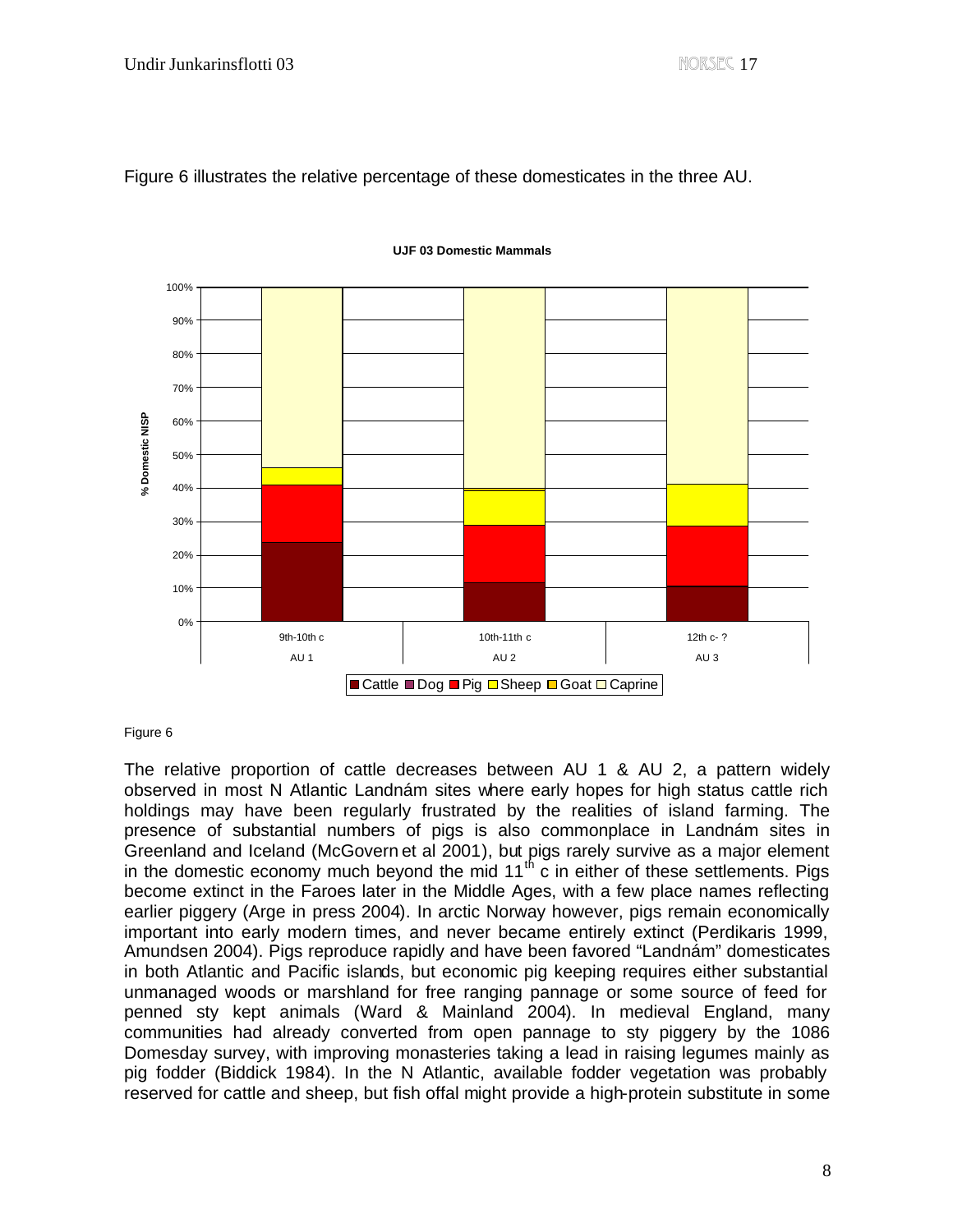Figure 6 illustrates the relative percentage of these domesticates in the three AU.

Figure 6

The relative proportion of cattle decreases between AU 1 & AU 2, a pattern widely observed in most N Atlantic Landnám sites where early hopes for high status cattle rich holdings may have been regularly frustrated by the realities of island farming. The presence of substantial numbers of pigs is also commonplace in Landnám sites in Greenland and Iceland (McGovern et al 2001), but pigs rarely survive as a major element in the domestic economy much beyond the mid 11$^{th}$ c in either of these settlements. Pigs become extinct in the Faroes later in the Middle Ages, with a few place names reflecting earlier piggery (Arge in press 2004). In arctic Norway however, pigs remain economically important into early modern times, and never became entirely extinct (Perdikaris 1999, Amundsen 2004). Pigs reproduce rapidly and have been favored "Landnám" domesticates in both Atlantic and Pacific islands, but economic pig keeping requires either substantial unmanaged woods or marshland for free ranging pannage or some source of feed for penned sty kept animals (Ward & Mainland 2004). In medieval England, many communities had already converted from open pannage to sty piggery by the 1086 Domesday survey, with improving monasteries taking a lead in raising legumes mainly as pig fodder (Biddick 1984). In the N Atlantic, available fodder vegetation was probably reserved for cattle and sheep, but fish offal might provide a high-protein substitute in some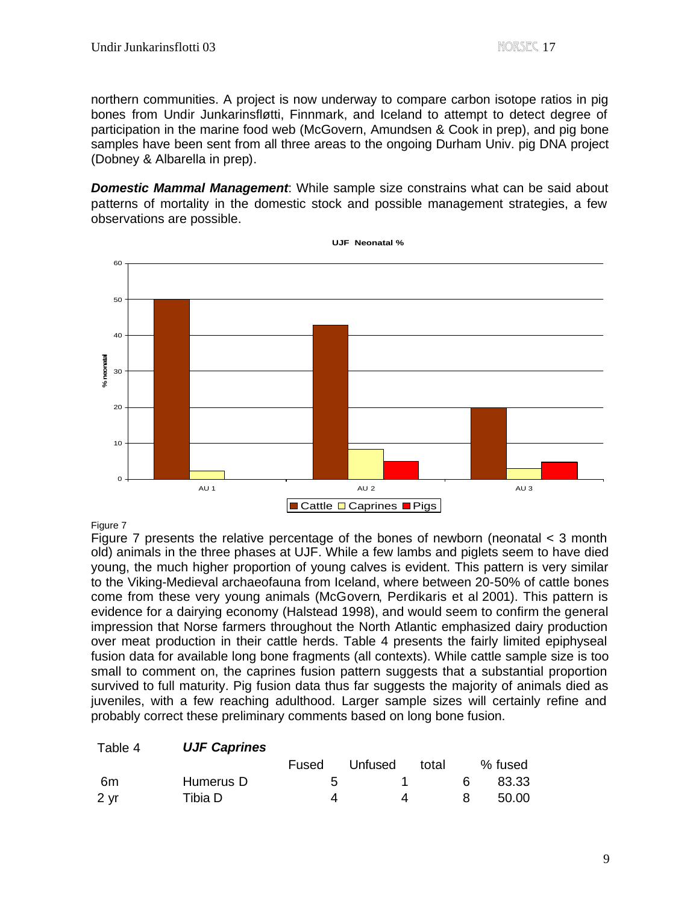northern communities. A project is now underway to compare carbon isotope ratios in pig bones from Undir Junkarinsfløtti, Finnmark, and Iceland to attempt to detect degree of participation in the marine food web (McGovern, Amundsen & Cook in prep), and pig bone samples have been sent from all three areas to the ongoing Durham Univ. pig DNA project (Dobney & Albarella in prep).

***Domestic Mammal Management***: While sample size constrains what can be said about patterns of mortality in the domestic stock and possible management strategies, a few observations are possible.

Figure 7

Figure 7 presents the relative percentage of the bones of newborn (neonatal < 3 month old) animals in the three phases at UJF. While a few lambs and piglets seem to have died young, the much higher proportion of young calves is evident. This pattern is very similar to the Viking-Medieval archaeofauna from Iceland, where between 20-50% of cattle bones come from these very young animals (McGovern, Perdikaris et al 2001). This pattern is evidence for a dairying economy (Halstead 1998), and would seem to confirm the general impression that Norse farmers throughout the North Atlantic emphasized dairy production over meat production in their cattle herds. Table 4 presents the fairly limited epiphyseal fusion data for available long bone fragments (all contexts). While cattle sample size is too small to comment on, the caprines fusion pattern suggests that a substantial proportion survived to full maturity. Pig fusion data thus far suggests the majority of animals died as juveniles, with a few reaching adulthood. Larger sample sizes will certainly refine and probably correct these preliminary comments based on long bone fusion.

Table 4 ***UJF Caprines***

| | | Fused | Unfused | total | % fused |
|---|---|---|---|---|---|
| 6m | Humerus D | 5 | 1 | 6 | 83.33 |
| 2 yr | Tibia D | 4 | 4 | 8 | 50.00 |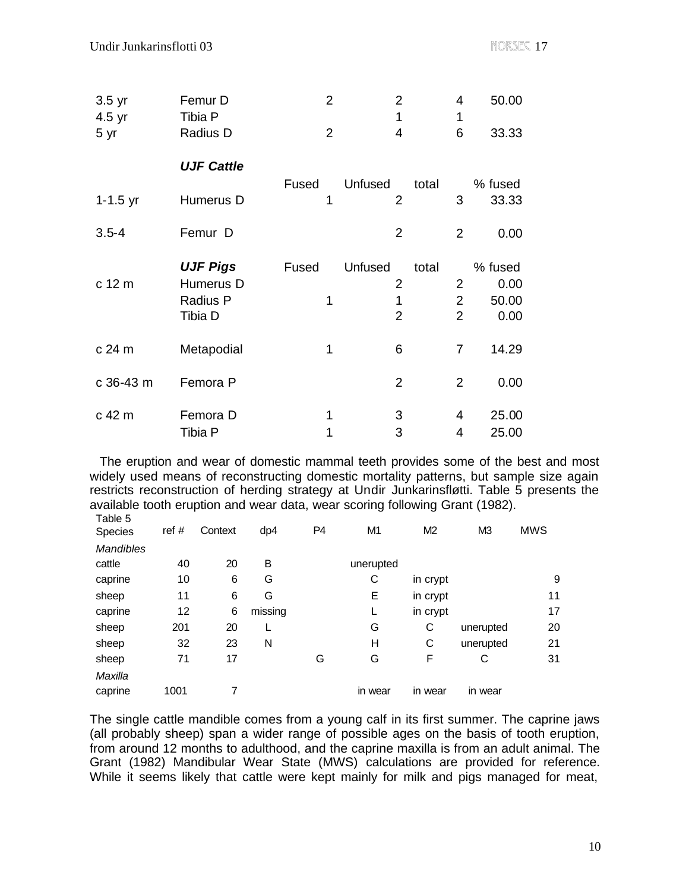| | | | | | |
|---|---|---|---|---|---|
| 3.5 yr | Femur D | 2 | 2 | 4 | 50.00 |
| 4.5 yr | Tibia P | | 1 | 1 | |
| 5 yr | Radius D | 2 | 4 | 6 | 33.33 |

| | ***UJF Cattle*** | | | | |
|---|---|---|---|---|---|
| | | Fused | Unfused | total | % fused |
| 1-1.5 yr | Humerus D | 1 | 2 | 3 | 33.33 |
| 3.5-4 | Femur D | | 2 | 2 | 0.00 |

| | ***UJF Pigs*** | Fused | Unfused | total | % fused |
|---|---|---|---|---|---|
| c 12 m | Humerus D | | 2 | 2 | 0.00 |
| | Radius P | 1 | 1 | 2 | 50.00 |
| | Tibia D | | 2 | 2 | 0.00 |
| c 24 m | Metapodial | 1 | 6 | 7 | 14.29 |
| c 36-43 m | Femora P | | 2 | 2 | 0.00 |
| c 42 m | Femora D | 1 | 3 | 4 | 25.00 |
| | Tibia P | 1 | 3 | 4 | 25.00 |

The eruption and wear of domestic mammal teeth provides some of the best and most widely used means of reconstructing domestic mortality patterns, but sample size again restricts reconstruction of herding strategy at Undir Junkarinsfløtti. Table 5 presents the available tooth eruption and wear data, wear scoring following Grant (1982).

Table 5

| Species | ref # | Context | dp4 | P4 | M1 | M2 | M3 | MWS |
|---|---|---|---|---|---|---|---|---|
| *Mandibles* | | | | | | | | |
| cattle | 40 | 20 | B | | unerupted | | | |
| caprine | 10 | 6 | G | | C | in crypt | | 9 |
| sheep | 11 | 6 | G | | E | in crypt | | 11 |
| caprine | 12 | 6 | missing | | L | in crypt | | 17 |
| sheep | 201 | 20 | L | | G | C | unerupted | 20 |
| sheep | 32 | 23 | N | | H | C | unerupted | 21 |
| sheep | 71 | 17 | | G | G | F | C | 31 |
| *Maxilla* | | | | | | | | |
| caprine | 1001 | 7 | | | in wear | in wear | in wear | |

The single cattle mandible comes from a young calf in its first summer. The caprine jaws (all probably sheep) span a wider range of possible ages on the basis of tooth eruption, from around 12 months to adulthood, and the caprine maxilla is from an adult animal. The Grant (1982) Mandibular Wear State (MWS) calculations are provided for reference. While it seems likely that cattle were kept mainly for milk and pigs managed for meat,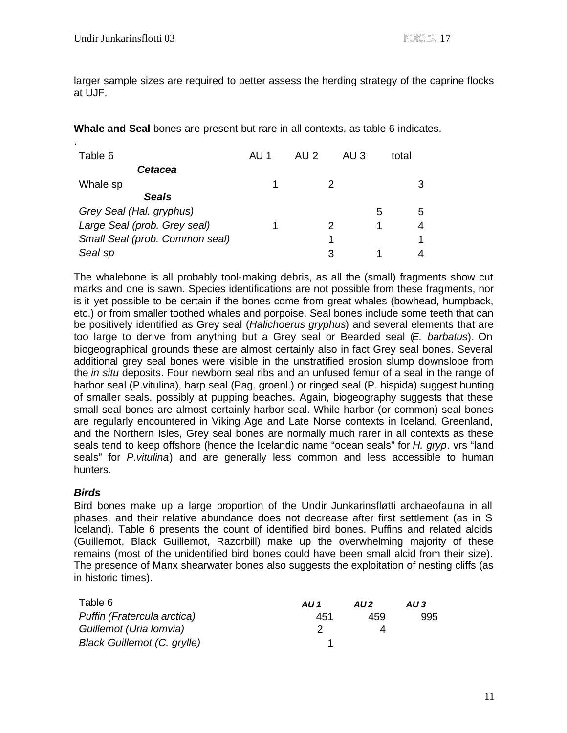larger sample sizes are required to better assess the herding strategy of the caprine flocks at UJF.

**Whale and Seal** bones are present but rare in all contexts, as table 6 indicates.

| Table 6 | AU 1 | AU 2 | AU 3 | total |
|---|---|---|---|---|
| ***Cetacea*** | | | | |
| Whale sp | 1 | 2 | | 3 |
| ***Seals*** | | | | |
| *Grey Seal (Hal. gryphus)* | | | 5 | 5 |
| *Large Seal (prob. Grey seal)* | 1 | 2 | 1 | 4 |
| *Small Seal (prob. Common seal)* | | 1 | | 1 |
| *Seal sp* | | 3 | 1 | 4 |

The whalebone is all probably tool-making debris, as all the (small) fragments show cut marks and one is sawn. Species identifications are not possible from these fragments, nor is it yet possible to be certain if the bones come from great whales (bowhead, humpback, etc.) or from smaller toothed whales and porpoise. Seal bones include some teeth that can be positively identified as Grey seal (*Halichoerus gryphus*) and several elements that are too large to derive from anything but a Grey seal or Bearded seal (*E. barbatus*). On biogeographical grounds these are almost certainly also in fact Grey seal bones. Several additional grey seal bones were visible in the unstratified erosion slump downslope from the *in situ* deposits. Four newborn seal ribs and an unfused femur of a seal in the range of harbor seal (P.vitulina), harp seal (Pag. groenl.) or ringed seal (P. hispida) suggest hunting of smaller seals, possibly at pupping beaches. Again, biogeography suggests that these small seal bones are almost certainly harbor seal. While harbor (or common) seal bones are regularly encountered in Viking Age and Late Norse contexts in Iceland, Greenland, and the Northern Isles, Grey seal bones are normally much rarer in all contexts as these seals tend to keep offshore (hence the Icelandic name "ocean seals" for *H. gryp*. vrs "land seals" for *P.vitulina*) and are generally less common and less accessible to human hunters.

### *Birds*

Bird bones make up a large proportion of the Undir Junkarinsfløtti archaeofauna in all phases, and their relative abundance does not decrease after first settlement (as in S Iceland). Table 6 presents the count of identified bird bones. Puffins and related alcids (Guillemot, Black Guillemot, Razorbill) make up the overwhelming majority of these remains (most of the unidentified bird bones could have been small alcid from their size). The presence of Manx shearwater bones also suggests the exploitation of nesting cliffs (as in historic times).

| Table 6 | *AU 1* | *AU 2* | *AU 3* |
|---|---|---|---|
| *Puffin (Fratercula arctica)* | 451 | 459 | 995 |
| *Guillemot (Uria lomvia)* | 2 | 4 | |
| *Black Guillemot (C. grylle)* | 1 | | |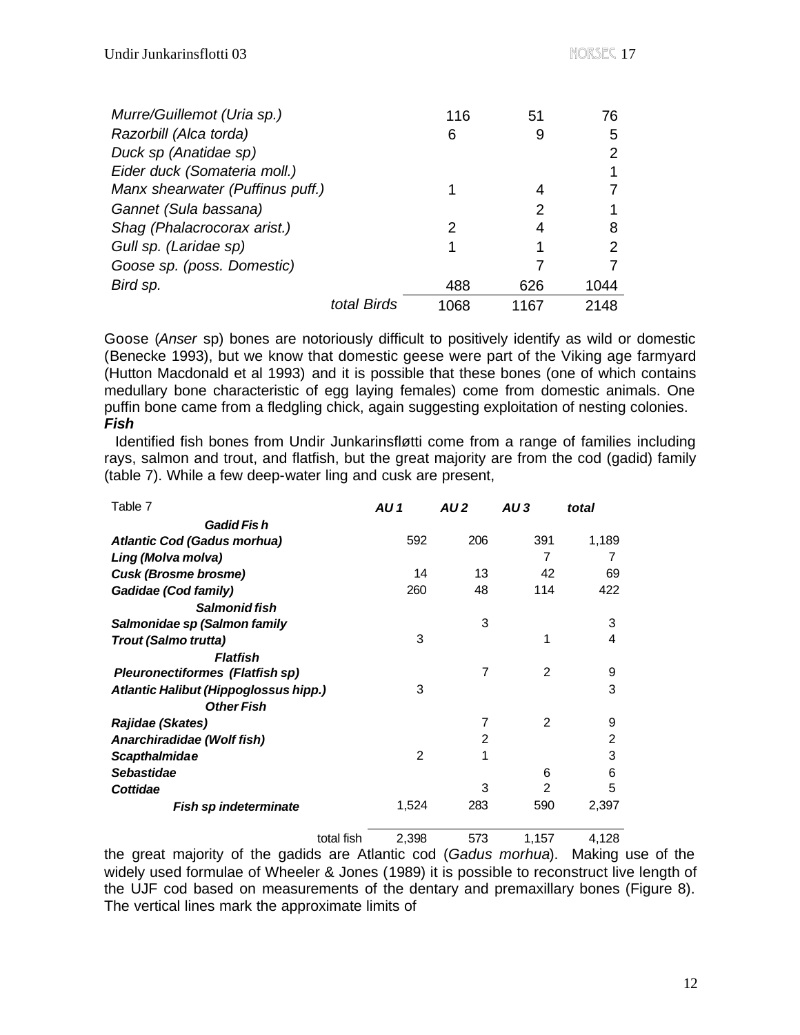| | | | |
|---|---|---|---|
| *Murre/Guillemot (Uria sp.)* | 116 | 51 | 76 |
| *Razorbill (Alca torda)* | 6 | 9 | 5 |
| *Duck sp (Anatidae sp)* | | | 2 |
| *Eider duck (Somateria moll.)* | | | 1 |
| *Manx shearwater (Puffinus puff.)* | 1 | 4 | 7 |
| *Gannet (Sula bassana)* | | 2 | 1 |
| *Shag (Phalacrocorax arist.)* | 2 | 4 | 8 |
| *Gull sp. (Laridae sp)* | 1 | 1 | 2 |
| *Goose sp. (poss. Domestic)* | | 7 | 7 |
| *Bird sp.* | 488 | 626 | 1044 |
| *total Birds* | 1068 | 1167 | 2148 |

Goose (*Anser* sp) bones are notoriously difficult to positively identify as wild or domestic (Benecke 1993), but we know that domestic geese were part of the Viking age farmyard (Hutton Macdonald et al 1993) and it is possible that these bones (one of which contains medullary bone characteristic of egg laying females) come from domestic animals. One puffin bone came from a fledgling chick, again suggesting exploitation of nesting colonies.

***Fish***

Identified fish bones from Undir Junkarinsfløtti come from a range of families including rays, salmon and trout, and flatfish, but the great majority are from the cod (gadid) family (table 7). While a few deep-water ling and cusk are present,

| Table 7 | *AU 1* | *AU 2* | *AU 3* | *total* |
|---|---|---|---|---|
| ***Gadid Fish*** | | | | |
| ***Atlantic Cod (Gadus morhua)*** | 592 | 206 | 391 | 1,189 |
| ***Ling (Molva molva)*** | | | 7 | 7 |
| ***Cusk (Brosme brosme)*** | 14 | 13 | 42 | 69 |
| ***Gadidae (Cod family)*** | 260 | 48 | 114 | 422 |
| ***Salmonid fish*** | | | | |
| ***Salmonidae sp (Salmon family*** | | 3 | | 3 |
| ***Trout (Salmo trutta)*** | 3 | | 1 | 4 |
| ***Flatfish*** | | | | |
| ***Pleuronectiformes (Flatfish sp)*** | | 7 | 2 | 9 |
| ***Atlantic Halibut (Hippoglossus hipp.)*** | 3 | | | 3 |
| ***Other Fish*** | | | | |
| ***Rajidae (Skates)*** | | 7 | 2 | 9 |
| ***Anarchiradidae (Wolf fish)*** | | 2 | | 2 |
| ***Scapthalmidae*** | 2 | 1 | | 3 |
| ***Sebastidae*** | | | 6 | 6 |
| ***Cottidae*** | | 3 | 2 | 5 |
| ***Fish sp indeterminate*** | 1,524 | 283 | 590 | 2,397 |
| total fish | 2,398 | 573 | 1,157 | 4,128 |

the great majority of the gadids are Atlantic cod (*Gadus morhua*). Making use of the widely used formulae of Wheeler & Jones (1989) it is possible to reconstruct live length of the UJF cod based on measurements of the dentary and premaxillary bones (Figure 8). The vertical lines mark the approximate limits of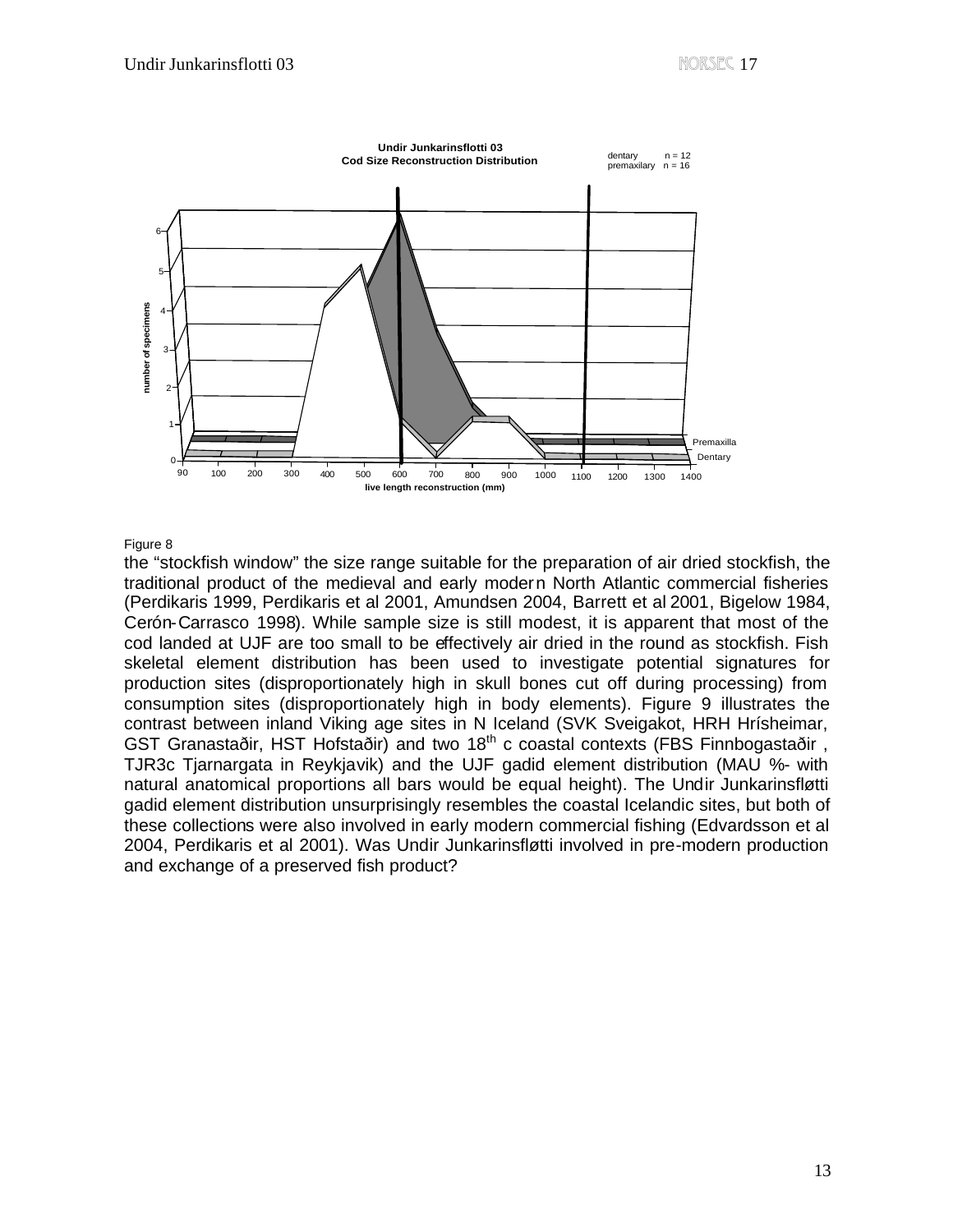Figure 8

the “stockfish window” the size range suitable for the preparation of air dried stockfish, the traditional product of the medieval and early modern North Atlantic commercial fisheries (Perdikaris 1999, Perdikaris et al 2001, Amundsen 2004, Barrett et al 2001, Bigelow 1984, Cerón-Carrasco 1998). While sample size is still modest, it is apparent that most of the cod landed at UJF are too small to be effectively air dried in the round as stockfish. Fish skeletal element distribution has been used to investigate potential signatures for production sites (disproportionately high in skull bones cut off during processing) from consumption sites (disproportionately high in body elements). Figure 9 illustrates the contrast between inland Viking age sites in N Iceland (SVK Sveigakot, HRH Hrísheimar, GST Granastaðir, HST Hofstaðir) and two 18th c coastal contexts (FBS Finnbogastaðir , TJR3c Tjarnargata in Reykjavik) and the UJF gadid element distribution (MAU %- with natural anatomical proportions all bars would be equal height). The Undir Junkarinsfløtti gadid element distribution unsurprisingly resembles the coastal Icelandic sites, but both of these collections were also involved in early modern commercial fishing (Edvardsson et al 2004, Perdikaris et al 2001). Was Undir Junkarinsfløtti involved in pre-modern production and exchange of a preserved fish product?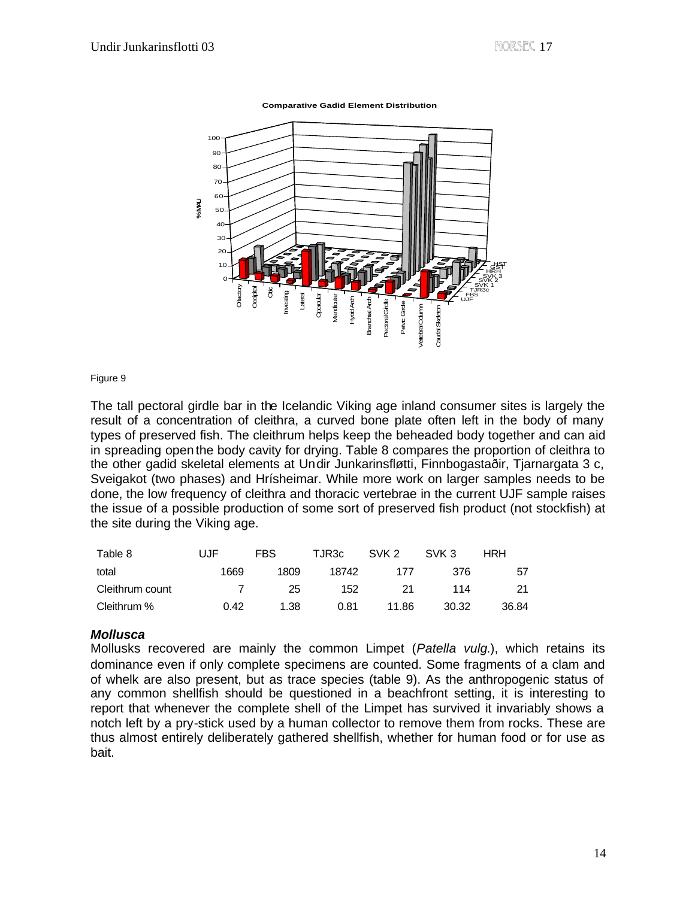Figure 9

The tall pectoral girdle bar in the Icelandic Viking age inland consumer sites is largely the result of a concentration of cleithra, a curved bone plate often left in the body of many types of preserved fish. The cleithrum helps keep the beheaded body together and can aid in spreading open the body cavity for drying. Table 8 compares the proportion of cleithra to the other gadid skeletal elements at Undir Junkarinsfløtti, Finnbogastaðir, Tjarnargata 3 c, Sveigakot (two phases) and Hrísheimar. While more work on larger samples needs to be done, the low frequency of cleithra and thoracic vertebrae in the current UJF sample raises the issue of a possible production of some sort of preserved fish product (not stockfish) at the site during the Viking age.

| Table 8 | UJF | FBS | TJR3c | SVK 2 | SVK 3 | HRH |
|---|---|---|---|---|---|---|
| total | 1669 | 1809 | 18742 | 177 | 376 | 57 |
| Cleithrum count | 7 | 25 | 152 | 21 | 114 | 21 |
| Cleithrum % | 0.42 | 1.38 | 0.81 | 11.86 | 30.32 | 36.84 |

### ***Mollusca***

Mollusks recovered are mainly the common Limpet (*Patella vulg.*), which retains its dominance even if only complete specimens are counted. Some fragments of a clam and of whelk are also present, but as trace species (table 9). As the anthropogenic status of any common shellfish should be questioned in a beachfront setting, it is interesting to report that whenever the complete shell of the Limpet has survived it invariably shows a notch left by a pry-stick used by a human collector to remove them from rocks. These are thus almost entirely deliberately gathered shellfish, whether for human food or for use as bait.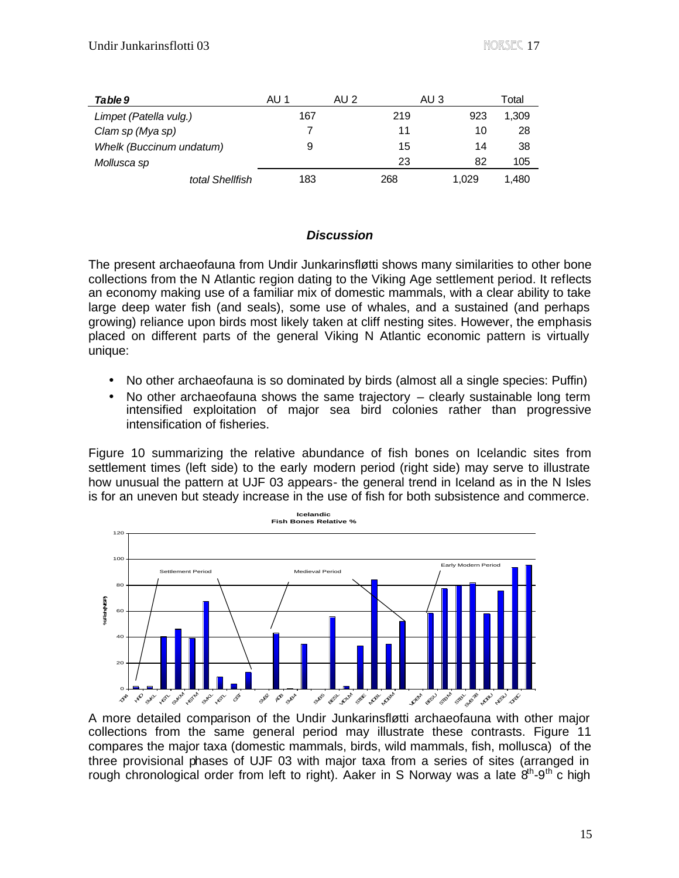| *Table 9* | AU 1 | AU 2 | AU 3 | Total |
|---|---|---|---|---|
| *Limpet (Patella vulg.)* | 167 | 219 | 923 | 1,309 |
| *Clam sp (Mya sp)* | 7 | 11 | 10 | 28 |
| *Whelk (Buccinum undatum)* | 9 | 15 | 14 | 38 |
| *Mollusca sp* | | 23 | 82 | 105 |
| *total Shellfish* | 183 | 268 | 1,029 | 1,480 |

## *Discussion*

The present archaeofauna from Undir Junkarinsfløtti shows many similarities to other bone collections from the N Atlantic region dating to the Viking Age settlement period. It reflects an economy making use of a familiar mix of domestic mammals, with a clear ability to take large deep water fish (and seals), some use of whales, and a sustained (and perhaps growing) reliance upon birds most likely taken at cliff nesting sites. However, the emphasis placed on different parts of the general Viking N Atlantic economic pattern is virtually unique:

- No other archaeofauna is so dominated by birds (almost all a single species: Puffin)
- No other archaeofauna shows the same trajectory – clearly sustainable long term intensified exploitation of major sea bird colonies rather than progressive intensification of fisheries.

Figure 10 summarizing the relative abundance of fish bones on Icelandic sites from settlement times (left side) to the early modern period (right side) may serve to illustrate how unusual the pattern at UJF 03 appears- the general trend in Iceland as in the N Isles is for an uneven but steady increase in the use of fish for both subsistence and commerce.

A more detailed comparison of the Undir Junkarinsfløtti archaeofauna with other major collections from the same general period may illustrate these contrasts. Figure 11 compares the major taxa (domestic mammals, birds, wild mammals, fish, mollusca) of the three provisional phases of UJF 03 with major taxa from a series of sites (arranged in rough chronological order from left to right). Aaker in S Norway was a late 8th-9th c high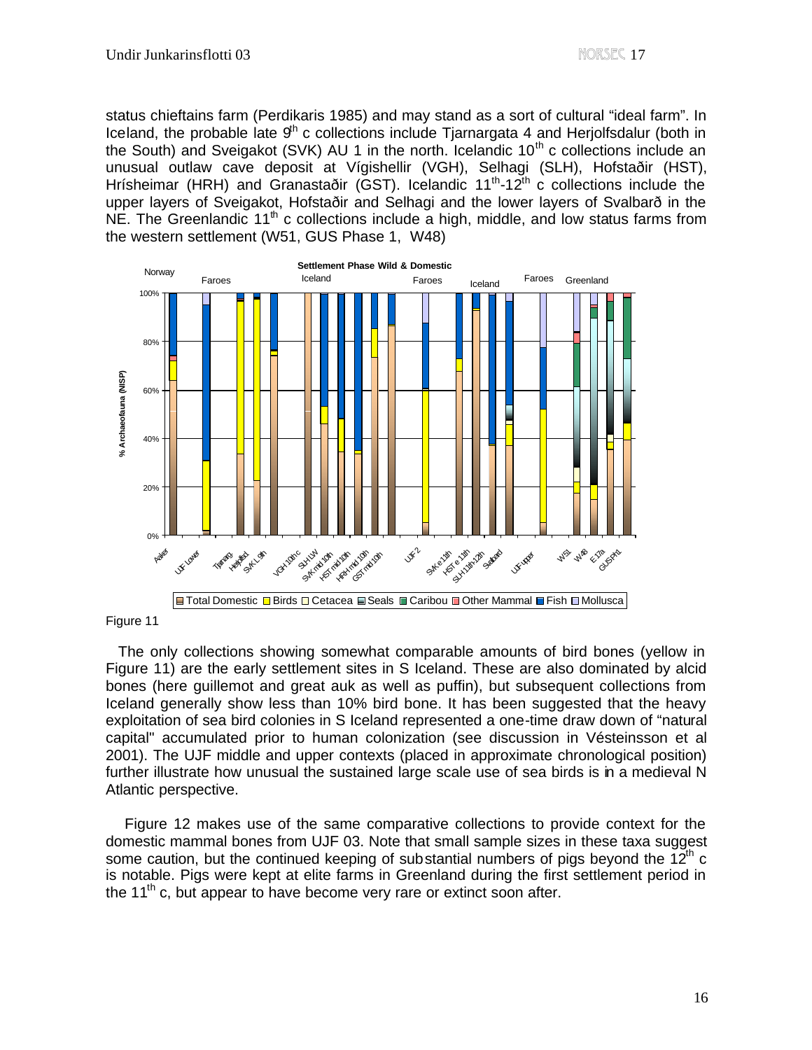status chieftains farm (Perdikaris 1985) and may stand as a sort of cultural "ideal farm". In Iceland, the probable late 9[th] c collections include Tjarnargata 4 and Herjolfsdalur (both in the South) and Sveigakot (SVK) AU 1 in the north. Icelandic 10[th] c collections include an unusual outlaw cave deposit at Vígishellir (VGH), Selhagi (SLH), Hofstaðir (HST), Hrísheimar (HRH) and Granastaðir (GST). Icelandic 11[th]-12[th] c collections include the upper layers of Sveigakot, Hofstaðir and Selhagi and the lower layers of Svalbarð in the NE. The Greenlandic 11[th] c collections include a high, middle, and low status farms from the western settlement (W51, GUS Phase 1, W48)

Figure 11

The only collections showing somewhat comparable amounts of bird bones (yellow in Figure 11) are the early settlement sites in S Iceland. These are also dominated by alcid bones (here guillemot and great auk as well as puffin), but subsequent collections from Iceland generally show less than 10% bird bone. It has been suggested that the heavy exploitation of sea bird colonies in S Iceland represented a one-time draw down of "natural capital" accumulated prior to human colonization (see discussion in Vésteinsson et al 2001). The UJF middle and upper contexts (placed in approximate chronological position) further illustrate how unusual the sustained large scale use of sea birds is in a medieval N Atlantic perspective.

Figure 12 makes use of the same comparative collections to provide context for the domestic mammal bones from UJF 03. Note that small sample sizes in these taxa suggest some caution, but the continued keeping of substantial numbers of pigs beyond the 12[th] c is notable. Pigs were kept at elite farms in Greenland during the first settlement period in the 11[th] c, but appear to have become very rare or extinct soon after.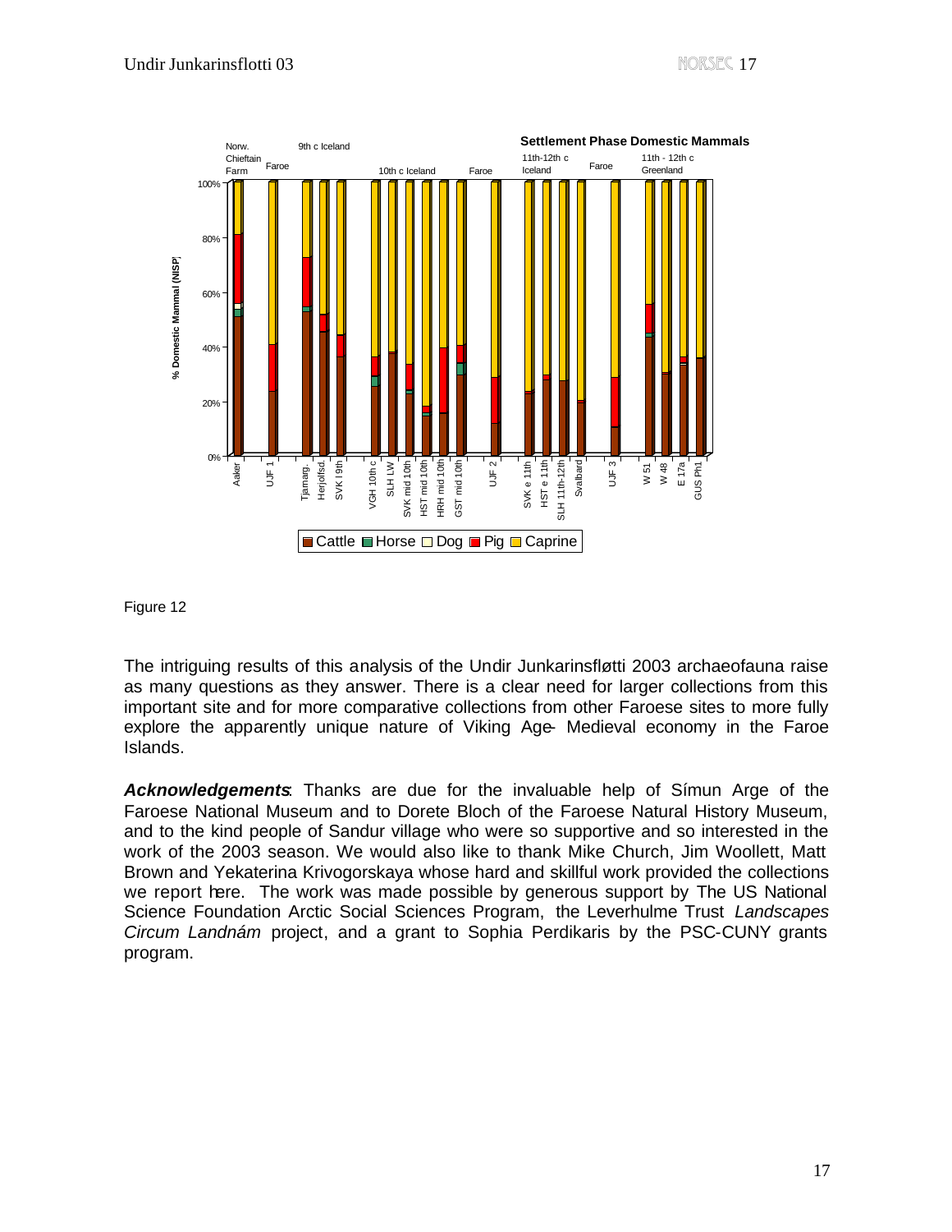Figure 12

The intriguing results of this analysis of the Undir Junkarinsfløtti 2003 archaeofauna raise as many questions as they answer. There is a clear need for larger collections from this important site and for more comparative collections from other Faroese sites to more fully explore the apparently unique nature of Viking Age- Medieval economy in the Faroe Islands.

***Acknowledgements***: Thanks are due for the invaluable help of Símun Arge of the Faroese National Museum and to Dorete Bloch of the Faroese Natural History Museum, and to the kind people of Sandur village who were so supportive and so interested in the work of the 2003 season. We would also like to thank Mike Church, Jim Woollett, Matt Brown and Yekaterina Krivogorskaya whose hard and skillful work provided the collections we report here. The work was made possible by generous support by The US National Science Foundation Arctic Social Sciences Program, the Leverhulme Trust *Landscapes Circum Landnám* project, and a grant to Sophia Perdikaris by the PSC-CUNY grants program.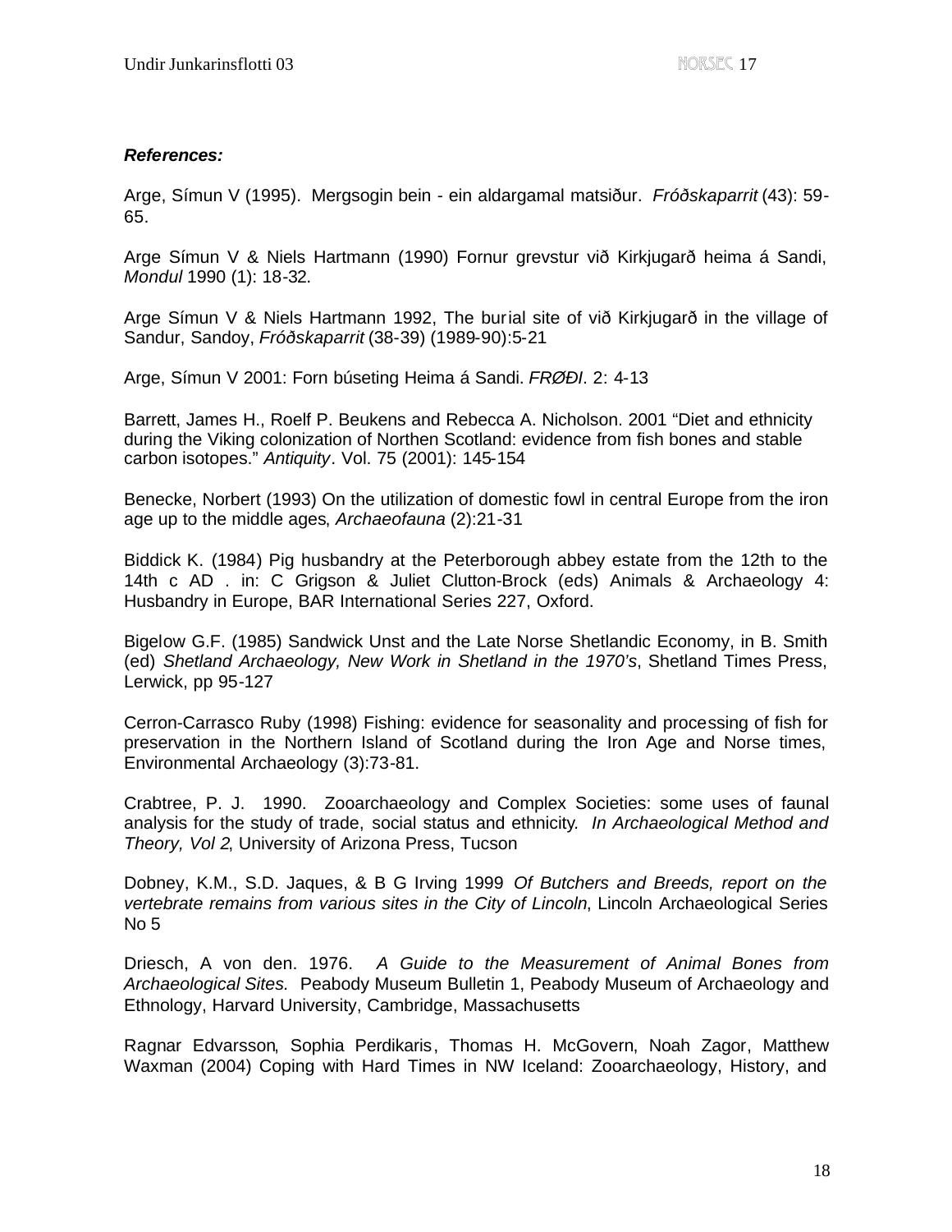***References:***

Arge, Símun V (1995). Mergsogin bein - ein aldargamal matsiður. *Fróðskaparrit* (43): 59-65.

Arge Símun V & Niels Hartmann (1990) Fornur grevstur við Kirkjugarð heima á Sandi, *Mondul* 1990 (1): 18-32.

Arge Símun V & Niels Hartmann 1992, The burial site of við Kirkjugarð in the village of Sandur, Sandoy, *Fróðskaparrit* (38-39) (1989-90):5-21

Arge, Símun V 2001: Forn búseting Heima á Sandi. *FRØÐI*. 2: 4-13

Barrett, James H., Roelf P. Beukens and Rebecca A. Nicholson. 2001 "Diet and ethnicity during the Viking colonization of Northen Scotland: evidence from fish bones and stable carbon isotopes." *Antiquity*. Vol. 75 (2001): 145-154

Benecke, Norbert (1993) On the utilization of domestic fowl in central Europe from the iron age up to the middle ages, *Archaeofauna* (2):21-31

Biddick K. (1984) Pig husbandry at the Peterborough abbey estate from the 12th to the 14th c AD . in: C Grigson & Juliet Clutton-Brock (eds) Animals & Archaeology 4: Husbandry in Europe, BAR International Series 227, Oxford.

Bigelow G.F. (1985) Sandwick Unst and the Late Norse Shetlandic Economy, in B. Smith (ed) *Shetland Archaeology, New Work in Shetland in the 1970's*, Shetland Times Press, Lerwick, pp 95-127

Cerron-Carrasco Ruby (1998) Fishing: evidence for seasonality and processing of fish for preservation in the Northern Island of Scotland during the Iron Age and Norse times, Environmental Archaeology (3):73-81.

Crabtree, P. J. 1990. Zooarchaeology and Complex Societies: some uses of faunal analysis for the study of trade, social status and ethnicity. *In Archaeological Method and Theory, Vol 2*, University of Arizona Press, Tucson

Dobney, K.M., S.D. Jaques, & B G Irving 1999 *Of Butchers and Breeds, report on the vertebrate remains from various sites in the City of Lincoln*, Lincoln Archaeological Series No 5

Driesch, A von den. 1976. *A Guide to the Measurement of Animal Bones from Archaeological Sites.* Peabody Museum Bulletin 1, Peabody Museum of Archaeology and Ethnology, Harvard University, Cambridge, Massachusetts

Ragnar Edvarsson, Sophia Perdikaris, Thomas H. McGovern, Noah Zagor, Matthew Waxman (2004) Coping with Hard Times in NW Iceland: Zooarchaeology, History, and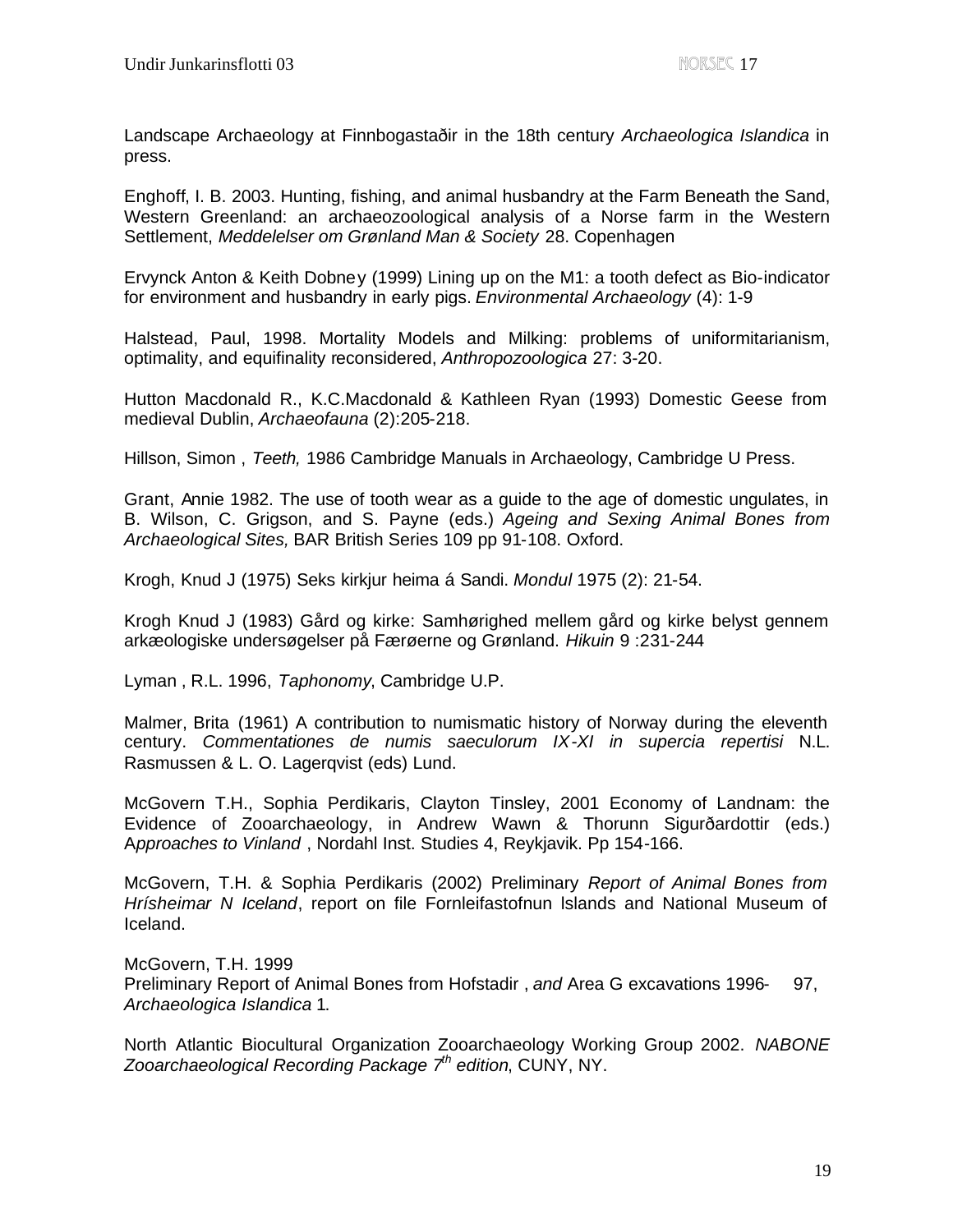Landscape Archaeology at Finnbogastaðir in the 18th century *Archaeologica Islandica* in press.

Enghoff, I. B. 2003. Hunting, fishing, and animal husbandry at the Farm Beneath the Sand, Western Greenland: an archaeozoological analysis of a Norse farm in the Western Settlement, *Meddelelser om Grønland Man & Society* 28. Copenhagen

Ervynck Anton & Keith Dobney (1999) Lining up on the M1: a tooth defect as Bio-indicator for environment and husbandry in early pigs. *Environmental Archaeology* (4): 1-9

Halstead, Paul, 1998. Mortality Models and Milking: problems of uniformitarianism, optimality, and equifinality reconsidered, *Anthropozoologica* 27: 3-20.

Hutton Macdonald R., K.C.Macdonald & Kathleen Ryan (1993) Domestic Geese from medieval Dublin, *Archaeofauna* (2):205-218.

Hillson, Simon , *Teeth,* 1986 Cambridge Manuals in Archaeology, Cambridge U Press.

Grant, Annie 1982. The use of tooth wear as a guide to the age of domestic ungulates, in B. Wilson, C. Grigson, and S. Payne (eds.) *Ageing and Sexing Animal Bones from Archaeological Sites,* BAR British Series 109 pp 91-108. Oxford.

Krogh, Knud J (1975) Seks kirkjur heima á Sandi. *Mondul* 1975 (2): 21-54.

Krogh Knud J (1983) Gård og kirke: Samhørighed mellem gård og kirke belyst gennem arkæologiske undersøgelser på Færøerne og Grønland. *Hikuin* 9 :231-244

Lyman , R.L. 1996, *Taphonomy*, Cambridge U.P.

Malmer, Brita (1961) A contribution to numismatic history of Norway during the eleventh century. *Commentationes de numis saeculorum IX-XI in supercia repertisi* N.L. Rasmussen & L. O. Lagerqvist (eds) Lund.

McGovern T.H., Sophia Perdikaris, Clayton Tinsley, 2001 Economy of Landnam: the Evidence of Zooarchaeology, in Andrew Wawn & Thorunn Sigurðardottir (eds.) *Approaches to Vinland* , Nordahl Inst. Studies 4, Reykjavik. Pp 154-166.

McGovern, T.H. & Sophia Perdikaris (2002) Preliminary *Report of Animal Bones from Hrísheimar N Iceland*, report on file Fornleifastofnun Islands and National Museum of Iceland.

McGovern, T.H. 1999
Preliminary Report of Animal Bones from Hofstadir , *and* Area G excavations 1996- 97, *Archaeologica Islandica* 1.

North Atlantic Biocultural Organization Zooarchaeology Working Group 2002. *NABONE Zooarchaeological Recording Package 7th edition*, CUNY, NY.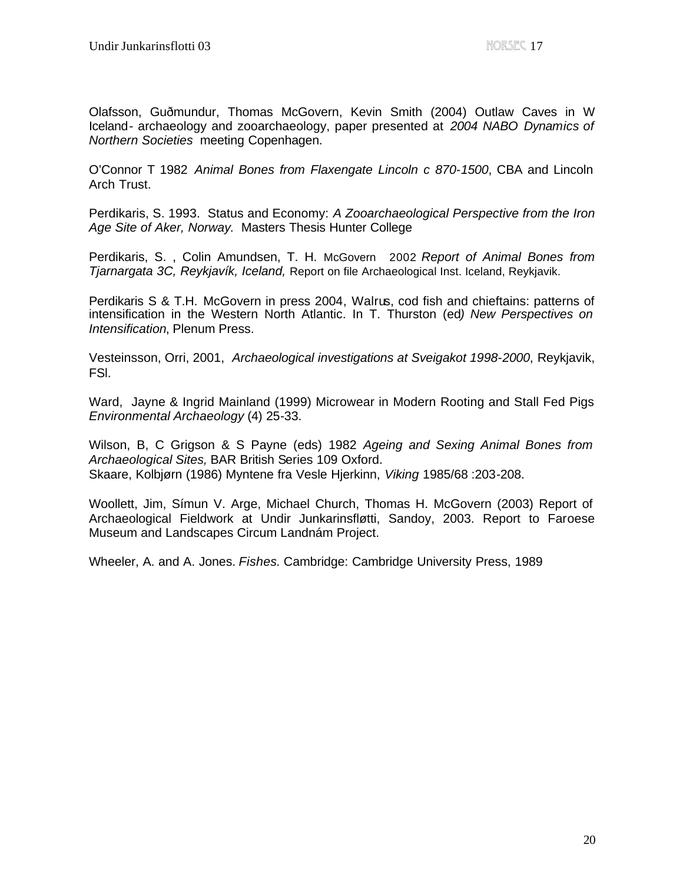Olafsson, Guðmundur, Thomas McGovern, Kevin Smith (2004) Outlaw Caves in W Iceland- archaeology and zooarchaeology, paper presented at *2004 NABO Dynamics of Northern Societies* meeting Copenhagen.

O'Connor T 1982 *Animal Bones from Flaxengate Lincoln c 870-1500*, CBA and Lincoln Arch Trust.

Perdikaris, S. 1993. Status and Economy: *A Zooarchaeological Perspective from the Iron Age Site of Aker, Norway.* Masters Thesis Hunter College

Perdikaris, S. , Colin Amundsen, T. H. McGovern 2002 *Report of Animal Bones from Tjarnargata 3C, Reykjavík, Iceland,* Report on file Archaeological Inst. Iceland, Reykjavik.

Perdikaris S & T.H. McGovern in press 2004, Walrus, cod fish and chieftains: patterns of intensification in the Western North Atlantic. In T. Thurston (ed*) New Perspectives on Intensification*, Plenum Press.

Vesteinsson, Orri, 2001, *Archaeological investigations at Sveigakot 1998-2000*, Reykjavik, FSl.

Ward, Jayne & Ingrid Mainland (1999) Microwear in Modern Rooting and Stall Fed Pigs *Environmental Archaeology* (4) 25-33.

Wilson, B, C Grigson & S Payne (eds) 1982 *Ageing and Sexing Animal Bones from Archaeological Sites,* BAR British Series 109 Oxford.
Skaare, Kolbjørn (1986) Myntene fra Vesle Hjerkinn, *Viking* 1985/68 :203-208.

Woollett, Jim, Símun V. Arge, Michael Church, Thomas H. McGovern (2003) Report of Archaeological Fieldwork at Undir Junkarinsfløtti, Sandoy, 2003. Report to Faroese Museum and Landscapes Circum Landnám Project.

Wheeler, A. and A. Jones. *Fishes*. Cambridge: Cambridge University Press, 1989